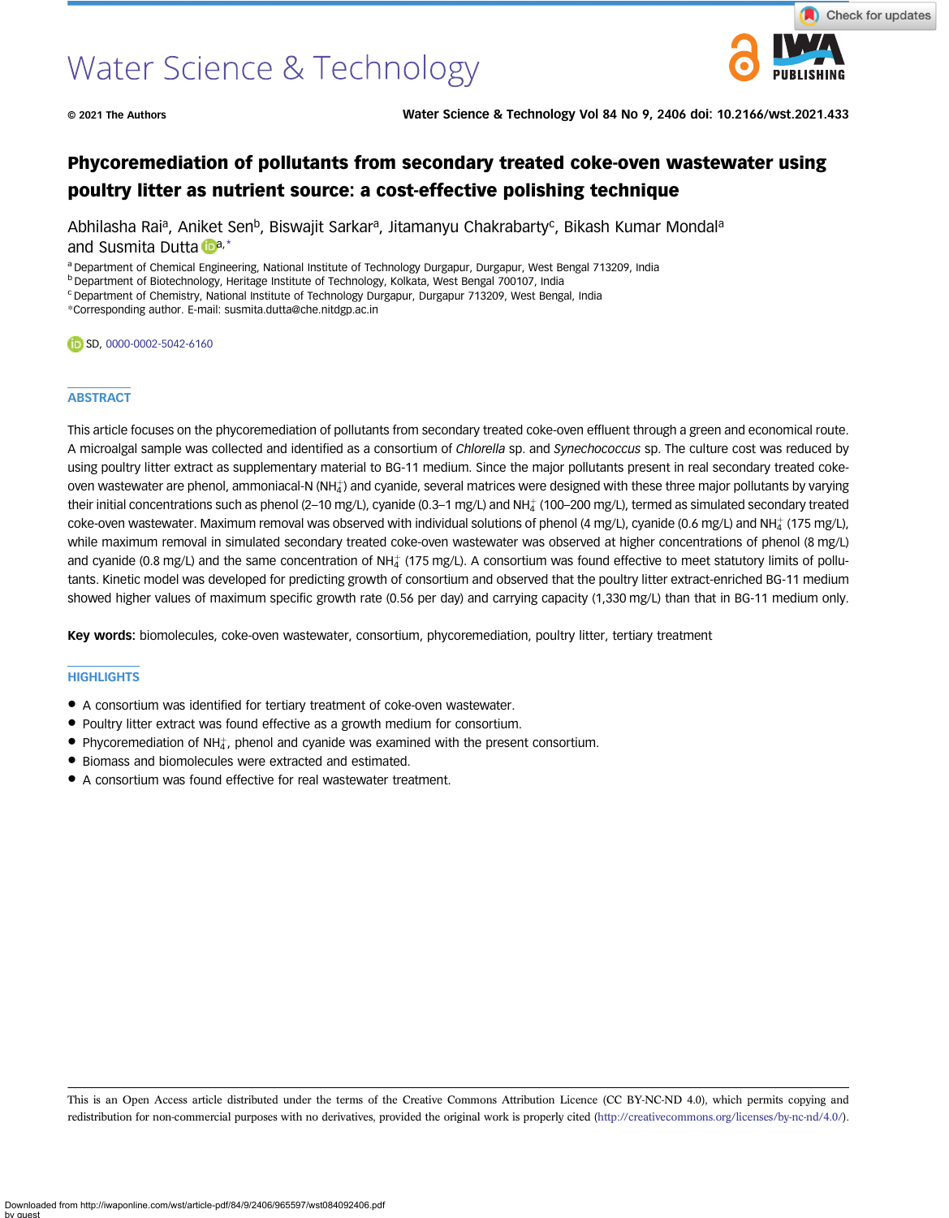# Phycoremediation of pollutants from secondary treated coke-oven wastewater using poultry litter as nutrient source: a cost-effective polishing technique

Abhilasha Rai[a], Aniket Sen[b], Biswajit Sarkar[a], Jitamanyu Chakrabarty[c], Bikash Kumar Mondal[a] and Susmita Dutta[a,*]

[a] Department of Chemical Engineering, National Institute of Technology Durgapur, Durgapur, West Bengal 713209, India
[b] Department of Biotechnology, Heritage Institute of Technology, Kolkata, West Bengal 700107, India
[c] Department of Chemistry, National Institute of Technology Durgapur, Durgapur 713209, West Bengal, India
*Corresponding author. E-mail: susmita.dutta@che.nitdgp.ac.in

SD, 0000-0002-5042-6160

## ABSTRACT

This article focuses on the phycoremediation of pollutants from secondary treated coke-oven effluent through a green and economical route. A microalgal sample was collected and identified as a consortium of *Chlorella* sp. and *Synechococcus* sp. The culture cost was reduced by using poultry litter extract as supplementary material to BG-11 medium. Since the major pollutants present in real secondary treated coke-oven wastewater are phenol, ammoniacal-N ($NH_4^+$) and cyanide, several matrices were designed with these three major pollutants by varying their initial concentrations such as phenol (2–10 mg/L), cyanide (0.3–1 mg/L) and $NH_4^+$ (100–200 mg/L), termed as simulated secondary treated coke-oven wastewater. Maximum removal was observed with individual solutions of phenol (4 mg/L), cyanide (0.6 mg/L) and $NH_4^+$ (175 mg/L), while maximum removal in simulated secondary treated coke-oven wastewater was observed at higher concentrations of phenol (8 mg/L) and cyanide (0.8 mg/L) and the same concentration of $NH_4^+$ (175 mg/L). A consortium was found effective to meet statutory limits of pollutants. Kinetic model was developed for predicting growth of consortium and observed that the poultry litter extract-enriched BG-11 medium showed higher values of maximum specific growth rate (0.56 per day) and carrying capacity (1,330 mg/L) than that in BG-11 medium only.

**Key words:** biomolecules, coke-oven wastewater, consortium, phycoremediation, poultry litter, tertiary treatment

## HIGHLIGHTS

- A consortium was identified for tertiary treatment of coke-oven wastewater.
- Poultry litter extract was found effective as a growth medium for consortium.
- Phycoremediation of $NH_4^+$, phenol and cyanide was examined with the present consortium.
- Biomass and biomolecules were extracted and estimated.
- A consortium was found effective for real wastewater treatment.

This is an Open Access article distributed under the terms of the Creative Commons Attribution Licence (CC BY-NC-ND 4.0), which permits copying and redistribution for non-commercial purposes with no derivatives, provided the original work is properly cited (http://creativecommons.org/licenses/by-nc-nd/4.0/).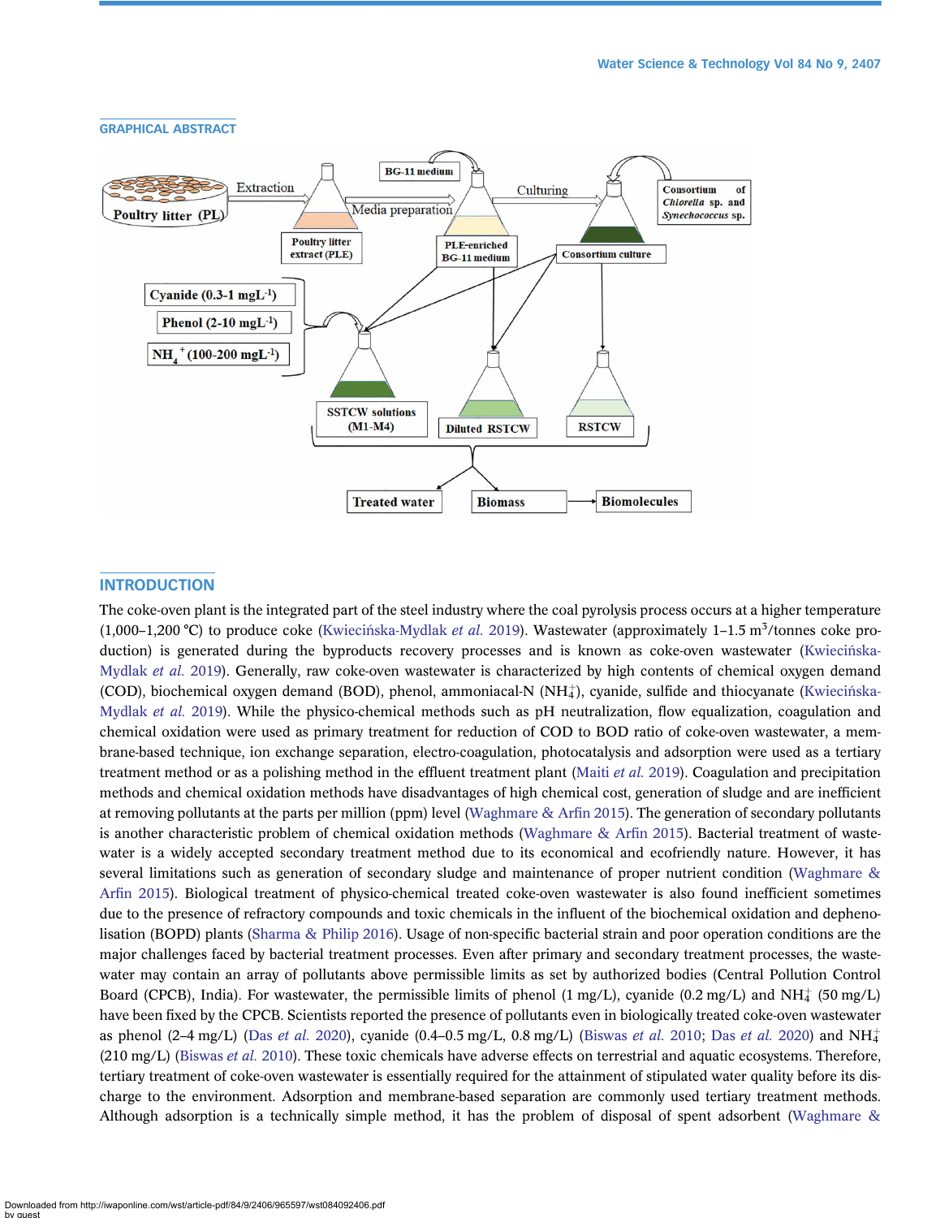## GRAPHICAL ABSTRACT

## INTRODUCTION

The coke-oven plant is the integrated part of the steel industry where the coal pyrolysis process occurs at a higher temperature (1,000–1,200 °C) to produce coke (Kwiecińska-Mydlak *et al.* 2019). Wastewater (approximately 1–1.5 $m^3$/tonnes coke production) is generated during the byproducts recovery processes and is known as coke-oven wastewater (Kwiecińska-Mydlak *et al.* 2019). Generally, raw coke-oven wastewater is characterized by high contents of chemical oxygen demand (COD), biochemical oxygen demand (BOD), phenol, ammoniacal-N ($NH_4^+$), cyanide, sulfide and thiocyanate (Kwiecińska-Mydlak *et al.* 2019). While the physico-chemical methods such as pH neutralization, flow equalization, coagulation and chemical oxidation were used as primary treatment for reduction of COD to BOD ratio of coke-oven wastewater, a membrane-based technique, ion exchange separation, electro-coagulation, photocatalysis and adsorption were used as a tertiary treatment method or as a polishing method in the effluent treatment plant (Maiti *et al.* 2019). Coagulation and precipitation methods and chemical oxidation methods have disadvantages of high chemical cost, generation of sludge and are inefficient at removing pollutants at the parts per million (ppm) level (Waghmare & Arfin 2015). The generation of secondary pollutants is another characteristic problem of chemical oxidation methods (Waghmare & Arfin 2015). Bacterial treatment of wastewater is a widely accepted secondary treatment method due to its economical and ecofriendly nature. However, it has several limitations such as generation of secondary sludge and maintenance of proper nutrient condition (Waghmare & Arfin 2015). Biological treatment of physico-chemical treated coke-oven wastewater is also found inefficient sometimes due to the presence of refractory compounds and toxic chemicals in the influent of the biochemical oxidation and dephenolisation (BOPD) plants (Sharma & Philip 2016). Usage of non-specific bacterial strain and poor operation conditions are the major challenges faced by bacterial treatment processes. Even after primary and secondary treatment processes, the wastewater may contain an array of pollutants above permissible limits as set by authorized bodies (Central Pollution Control Board (CPCB), India). For wastewater, the permissible limits of phenol (1 mg/L), cyanide (0.2 mg/L) and $NH_4^+$ (50 mg/L) have been fixed by the CPCB. Scientists reported the presence of pollutants even in biologically treated coke-oven wastewater as phenol (2–4 mg/L) (Das *et al.* 2020), cyanide (0.4–0.5 mg/L, 0.8 mg/L) (Biswas *et al.* 2010; Das *et al.* 2020) and $NH_4^+$ (210 mg/L) (Biswas *et al.* 2010). These toxic chemicals have adverse effects on terrestrial and aquatic ecosystems. Therefore, tertiary treatment of coke-oven wastewater is essentially required for the attainment of stipulated water quality before its discharge to the environment. Adsorption and membrane-based separation are commonly used tertiary treatment methods. Although adsorption is a technically simple method, it has the problem of disposal of spent adsorbent (Waghmare &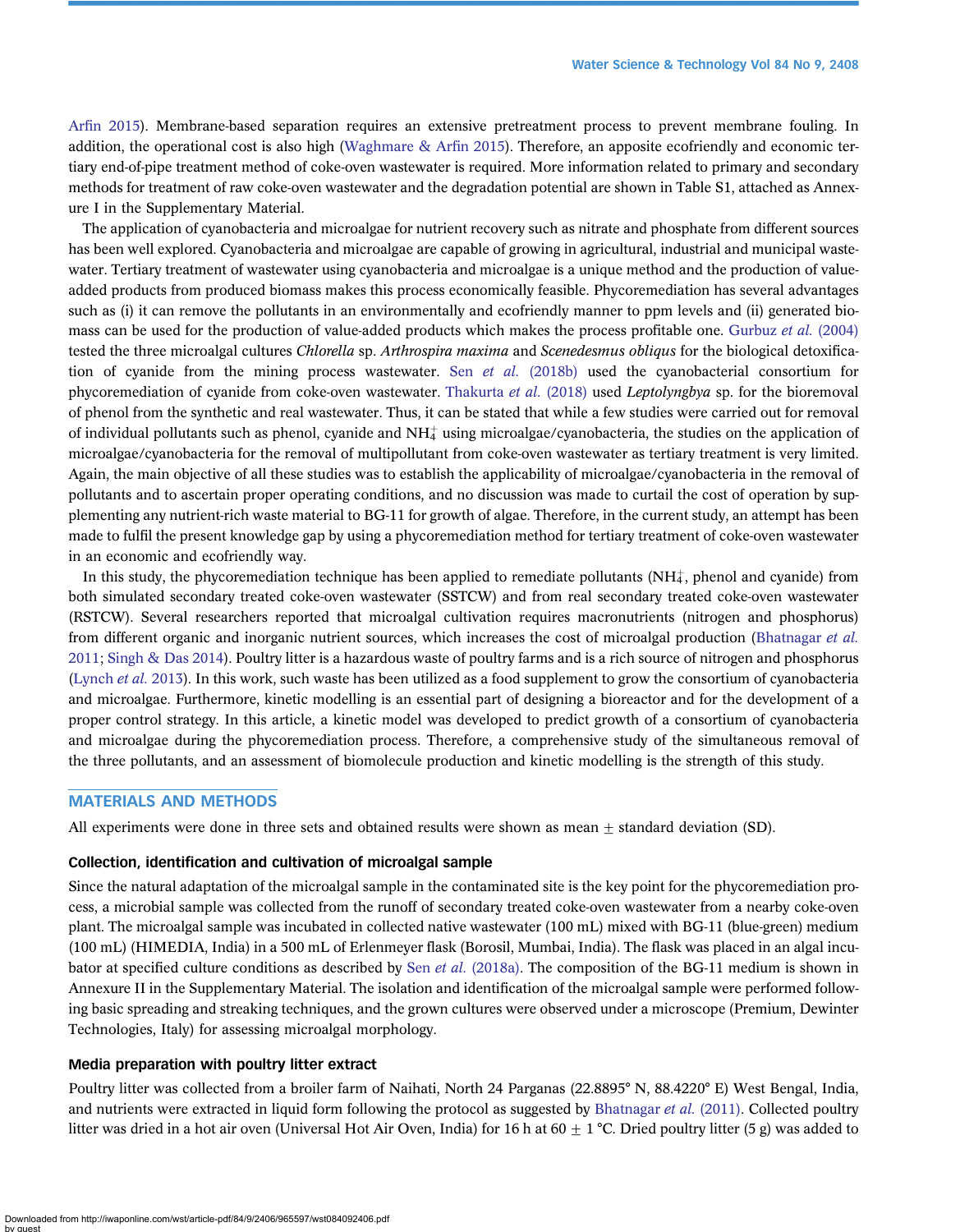Arfin 2015). Membrane-based separation requires an extensive pretreatment process to prevent membrane fouling. In addition, the operational cost is also high (Waghmare & Arfin 2015). Therefore, an apposite ecofriendly and economic tertiary end-of-pipe treatment method of coke-oven wastewater is required. More information related to primary and secondary methods for treatment of raw coke-oven wastewater and the degradation potential are shown in Table S1, attached as Annexure I in the Supplementary Material.

The application of cyanobacteria and microalgae for nutrient recovery such as nitrate and phosphate from different sources has been well explored. Cyanobacteria and microalgae are capable of growing in agricultural, industrial and municipal wastewater. Tertiary treatment of wastewater using cyanobacteria and microalgae is a unique method and the production of value-added products from produced biomass makes this process economically feasible. Phycoremediation has several advantages such as (i) it can remove the pollutants in an environmentally and ecofriendly manner to ppm levels and (ii) generated biomass can be used for the production of value-added products which makes the process profitable one. Gurbuz *et al.* (2004) tested the three microalgal cultures *Chlorella* sp. *Arthrospira maxima* and *Scenedesmus obliqus* for the biological detoxification of cyanide from the mining process wastewater. Sen *et al.* (2018b) used the cyanobacterial consortium for phycoremediation of cyanide from coke-oven wastewater. Thakurta *et al.* (2018) used *Leptolyngbya* sp. for the bioremoval of phenol from the synthetic and real wastewater. Thus, it can be stated that while a few studies were carried out for removal of individual pollutants such as phenol, cyanide and $NH_4^+$ using microalgae/cyanobacteria, the studies on the application of microalgae/cyanobacteria for the removal of multipollutant from coke-oven wastewater as tertiary treatment is very limited. Again, the main objective of all these studies was to establish the applicability of microalgae/cyanobacteria in the removal of pollutants and to ascertain proper operating conditions, and no discussion was made to curtail the cost of operation by supplementing any nutrient-rich waste material to BG-11 for growth of algae. Therefore, in the current study, an attempt has been made to fulfil the present knowledge gap by using a phycoremediation method for tertiary treatment of coke-oven wastewater in an economic and ecofriendly way.

In this study, the phycoremediation technique has been applied to remediate pollutants ($NH_4^+$, phenol and cyanide) from both simulated secondary treated coke-oven wastewater (SSTCW) and from real secondary treated coke-oven wastewater (RSTCW). Several researchers reported that microalgal cultivation requires macronutrients (nitrogen and phosphorus) from different organic and inorganic nutrient sources, which increases the cost of microalgal production (Bhatnagar *et al.* 2011; Singh & Das 2014). Poultry litter is a hazardous waste of poultry farms and is a rich source of nitrogen and phosphorus (Lynch *et al.* 2013). In this work, such waste has been utilized as a food supplement to grow the consortium of cyanobacteria and microalgae. Furthermore, kinetic modelling is an essential part of designing a bioreactor and for the development of a proper control strategy. In this article, a kinetic model was developed to predict growth of a consortium of cyanobacteria and microalgae during the phycoremediation process. Therefore, a comprehensive study of the simultaneous removal of the three pollutants, and an assessment of biomolecule production and kinetic modelling is the strength of this study.

## MATERIALS AND METHODS

All experiments were done in three sets and obtained results were shown as mean ± standard deviation (SD).

### Collection, identification and cultivation of microalgal sample

Since the natural adaptation of the microalgal sample in the contaminated site is the key point for the phycoremediation process, a microbial sample was collected from the runoff of secondary treated coke-oven wastewater from a nearby coke-oven plant. The microalgal sample was incubated in collected native wastewater (100 mL) mixed with BG-11 (blue-green) medium (100 mL) (HIMEDIA, India) in a 500 mL of Erlenmeyer flask (Borosil, Mumbai, India). The flask was placed in an algal incubator at specified culture conditions as described by Sen *et al.* (2018a). The composition of the BG-11 medium is shown in Annexure II in the Supplementary Material. The isolation and identification of the microalgal sample were performed following basic spreading and streaking techniques, and the grown cultures were observed under a microscope (Premium, Dewinter Technologies, Italy) for assessing microalgal morphology.

### Media preparation with poultry litter extract

Poultry litter was collected from a broiler farm of Naihati, North 24 Parganas (22.8895° N, 88.4220° E) West Bengal, India, and nutrients were extracted in liquid form following the protocol as suggested by Bhatnagar *et al.* (2011). Collected poultry litter was dried in a hot air oven (Universal Hot Air Oven, India) for 16 h at 60 ± 1 °C. Dried poultry litter (5 g) was added to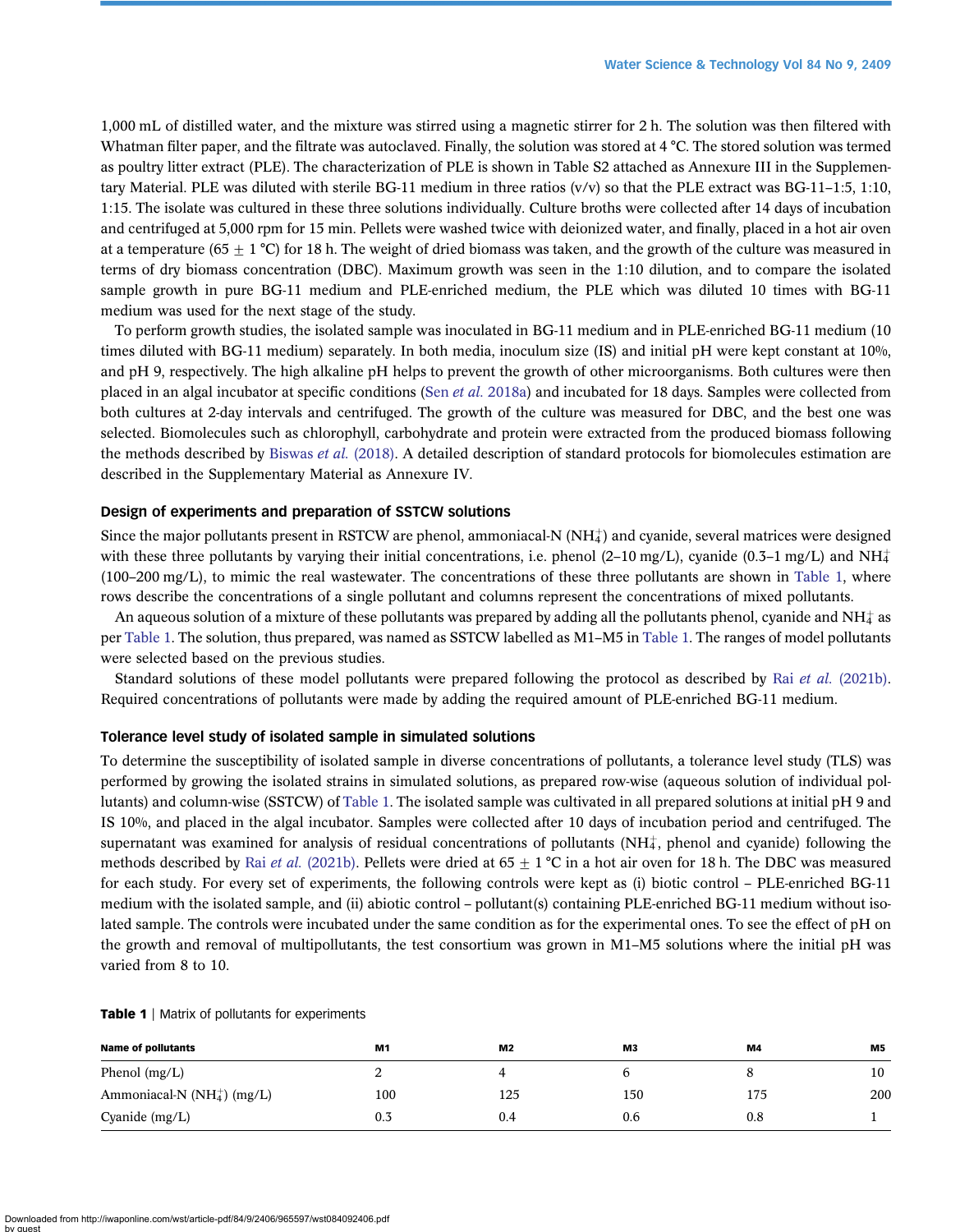1,000 mL of distilled water, and the mixture was stirred using a magnetic stirrer for 2 h. The solution was then filtered with Whatman filter paper, and the filtrate was autoclaved. Finally, the solution was stored at 4 °C. The stored solution was termed as poultry litter extract (PLE). The characterization of PLE is shown in Table S2 attached as Annexure III in the Supplementary Material. PLE was diluted with sterile BG-11 medium in three ratios (v/v) so that the PLE extract was BG-11–1:5, 1:10, 1:15. The isolate was cultured in these three solutions individually. Culture broths were collected after 14 days of incubation and centrifuged at 5,000 rpm for 15 min. Pellets were washed twice with deionized water, and finally, placed in a hot air oven at a temperature (65 ± 1 °C) for 18 h. The weight of dried biomass was taken, and the growth of the culture was measured in terms of dry biomass concentration (DBC). Maximum growth was seen in the 1:10 dilution, and to compare the isolated sample growth in pure BG-11 medium and PLE-enriched medium, the PLE which was diluted 10 times with BG-11 medium was used for the next stage of the study.

To perform growth studies, the isolated sample was inoculated in BG-11 medium and in PLE-enriched BG-11 medium (10 times diluted with BG-11 medium) separately. In both media, inoculum size (IS) and initial pH were kept constant at 10%, and pH 9, respectively. The high alkaline pH helps to prevent the growth of other microorganisms. Both cultures were then placed in an algal incubator at specific conditions (Sen *et al.* 2018a) and incubated for 18 days. Samples were collected from both cultures at 2-day intervals and centrifuged. The growth of the culture was measured for DBC, and the best one was selected. Biomolecules such as chlorophyll, carbohydrate and protein were extracted from the produced biomass following the methods described by Biswas *et al.* (2018). A detailed description of standard protocols for biomolecules estimation are described in the Supplementary Material as Annexure IV.

## Design of experiments and preparation of SSTCW solutions

Since the major pollutants present in RSTCW are phenol, ammoniacal-N ($NH_4^+$) and cyanide, several matrices were designed with these three pollutants by varying their initial concentrations, i.e. phenol (2–10 mg/L), cyanide (0.3–1 mg/L) and $NH_4^+$ (100–200 mg/L), to mimic the real wastewater. The concentrations of these three pollutants are shown in Table 1, where rows describe the concentrations of a single pollutant and columns represent the concentrations of mixed pollutants.

An aqueous solution of a mixture of these pollutants was prepared by adding all the pollutants phenol, cyanide and $NH_4^+$ as per Table 1. The solution, thus prepared, was named as SSTCW labelled as M1–M5 in Table 1. The ranges of model pollutants were selected based on the previous studies.

Standard solutions of these model pollutants were prepared following the protocol as described by Rai *et al.* (2021b). Required concentrations of pollutants were made by adding the required amount of PLE-enriched BG-11 medium.

## Tolerance level study of isolated sample in simulated solutions

To determine the susceptibility of isolated sample in diverse concentrations of pollutants, a tolerance level study (TLS) was performed by growing the isolated strains in simulated solutions, as prepared row-wise (aqueous solution of individual pollutants) and column-wise (SSTCW) of Table 1. The isolated sample was cultivated in all prepared solutions at initial pH 9 and IS 10%, and placed in the algal incubator. Samples were collected after 10 days of incubation period and centrifuged. The supernatant was examined for analysis of residual concentrations of pollutants ($NH_4^+$, phenol and cyanide) following the methods described by Rai *et al.* (2021b). Pellets were dried at 65 ± 1 °C in a hot air oven for 18 h. The DBC was measured for each study. For every set of experiments, the following controls were kept as (i) biotic control – PLE-enriched BG-11 medium with the isolated sample, and (ii) abiotic control – pollutant(s) containing PLE-enriched BG-11 medium without isolated sample. The controls were incubated under the same condition as for the experimental ones. To see the effect of pH on the growth and removal of multipollutants, the test consortium was grown in M1–M5 solutions where the initial pH was varied from 8 to 10.

**Table 1** | Matrix of pollutants for experiments

| Name of pollutants | M1 | M2 | M3 | M4 | M5 |
|---|---|---|---|---|---|
| Phenol (mg/L) | 2 | 4 | 6 | 8 | 10 |
| Ammoniacal-N ($NH_4^+$) (mg/L) | 100 | 125 | 150 | 175 | 200 |
| Cyanide (mg/L) | 0.3 | 0.4 | 0.6 | 0.8 | 1 |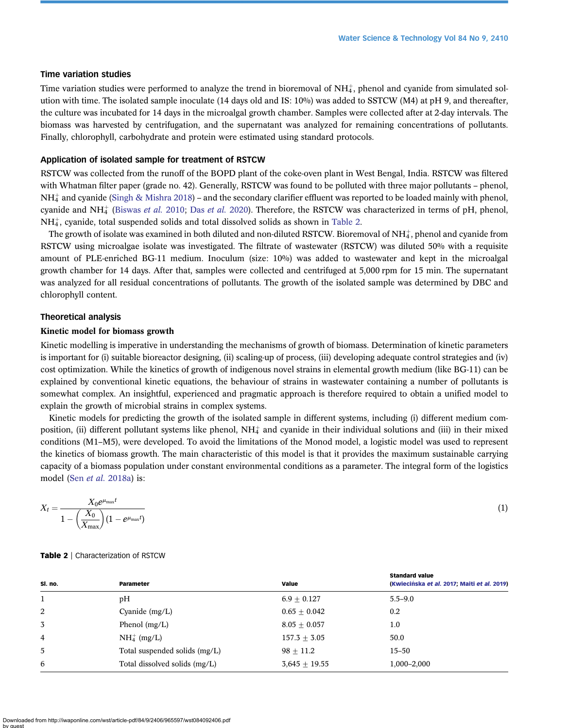### Time variation studies

Time variation studies were performed to analyze the trend in bioremoval of $NH_4^+$, phenol and cyanide from simulated solution with time. The isolated sample inoculate (14 days old and IS: 10%) was added to SSTCW (M4) at pH 9, and thereafter, the culture was incubated for 14 days in the microalgal growth chamber. Samples were collected after at 2-day intervals. The biomass was harvested by centrifugation, and the supernatant was analyzed for remaining concentrations of pollutants. Finally, chlorophyll, carbohydrate and protein were estimated using standard protocols.

### Application of isolated sample for treatment of RSTCW

RSTCW was collected from the runoff of the BOPD plant of the coke-oven plant in West Bengal, India. RSTCW was filtered with Whatman filter paper (grade no. 42). Generally, RSTCW was found to be polluted with three major pollutants – phenol, $NH_4^+$ and cyanide (Singh & Mishra 2018) – and the secondary clarifier effluent was reported to be loaded mainly with phenol, cyanide and $NH_4^+$ (Biswas *et al.* 2010; Das *et al.* 2020). Therefore, the RSTCW was characterized in terms of pH, phenol, $NH_4^+$, cyanide, total suspended solids and total dissolved solids as shown in Table 2.

The growth of isolate was examined in both diluted and non-diluted RSTCW. Bioremoval of $NH_4^+$, phenol and cyanide from RSTCW using microalgae isolate was investigated. The filtrate of wastewater (RSTCW) was diluted 50% with a requisite amount of PLE-enriched BG-11 medium. Inoculum (size: 10%) was added to wastewater and kept in the microalgal growth chamber for 14 days. After that, samples were collected and centrifuged at 5,000 rpm for 15 min. The supernatant was analyzed for all residual concentrations of pollutants. The growth of the isolated sample was determined by DBC and chlorophyll content.

### Theoretical analysis

#### Kinetic model for biomass growth

Kinetic modelling is imperative in understanding the mechanisms of growth of biomass. Determination of kinetic parameters is important for (i) suitable bioreactor designing, (ii) scaling-up of process, (iii) developing adequate control strategies and (iv) cost optimization. While the kinetics of growth of indigenous novel strains in elemental growth medium (like BG-11) can be explained by conventional kinetic equations, the behaviour of strains in wastewater containing a number of pollutants is somewhat complex. An insightful, experienced and pragmatic approach is therefore required to obtain a unified model to explain the growth of microbial strains in complex systems.

Kinetic models for predicting the growth of the isolated sample in different systems, including (i) different medium composition, (ii) different pollutant systems like phenol, $NH_4^+$ and cyanide in their individual solutions and (iii) in their mixed conditions (M1–M5), were developed. To avoid the limitations of the Monod model, a logistic model was used to represent the kinetics of biomass growth. The main characteristic of this model is that it provides the maximum sustainable carrying capacity of a biomass population under constant environmental conditions as a parameter. The integral form of the logistics model (Sen *et al.* 2018a) is:

$$X_t = \frac{X_0 e^{\mu_{\max} t}}{1 - \left(\dfrac{X_0}{X_{\max}}\right)(1 - e^{\mu_{\max} t})} \tag{1}$$

**Table 2** | Characterization of RSTCW

| Sl. no. | Parameter | Value | Standard value (Kwiecińska *et al.* 2017; Maiti *et al.* 2019) |
|---|---|---|---|
| 1 | pH | $6.9 \pm 0.127$ | 5.5–9.0 |
| 2 | Cyanide (mg/L) | $0.65 \pm 0.042$ | 0.2 |
| 3 | Phenol (mg/L) | $8.05 \pm 0.057$ | 1.0 |
| 4 | $NH_4^+$ (mg/L) | $157.3 \pm 3.05$ | 50.0 |
| 5 | Total suspended solids (mg/L) | $98 \pm 11.2$ | 15–50 |
| 6 | Total dissolved solids (mg/L) | $3{,}645 \pm 19.55$ | 1,000–2,000 |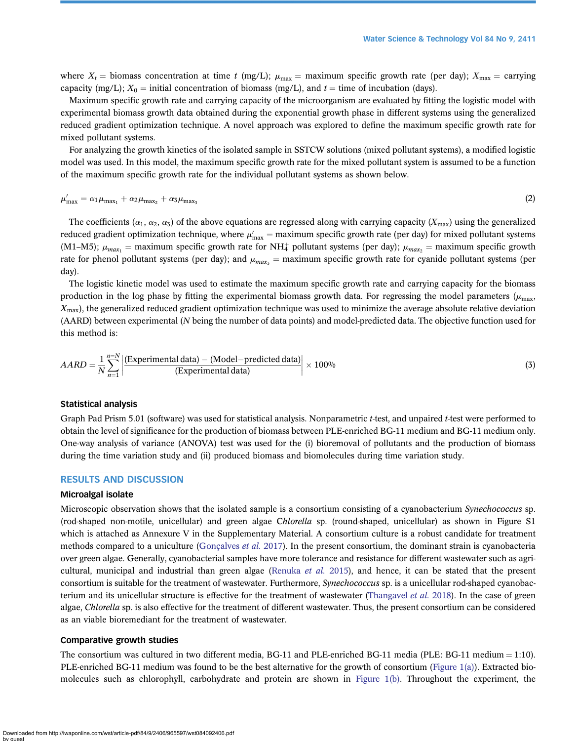where $X_t$ = biomass concentration at time $t$ (mg/L); $\mu_{max}$ = maximum specific growth rate (per day); $X_{max}$ = carrying capacity (mg/L); $X_0$ = initial concentration of biomass (mg/L), and $t$ = time of incubation (days).

Maximum specific growth rate and carrying capacity of the microorganism are evaluated by fitting the logistic model with experimental biomass growth data obtained during the exponential growth phase in different systems using the generalized reduced gradient optimization technique. A novel approach was explored to define the maximum specific growth rate for mixed pollutant systems.

For analyzing the growth kinetics of the isolated sample in SSTCW solutions (mixed pollutant systems), a modified logistic model was used. In this model, the maximum specific growth rate for the mixed pollutant system is assumed to be a function of the maximum specific growth rate for the individual pollutant systems as shown below.

$$\mu'_{max} = \alpha_1 \mu_{max_1} + \alpha_2 \mu_{max_2} + \alpha_3 \mu_{max_3} \tag{2}$$

The coefficients ($\alpha_1$, $\alpha_2$, $\alpha_3$) of the above equations are regressed along with carrying capacity ($X_{max}$) using the generalized reduced gradient optimization technique, where $\mu'_{max}$ = maximum specific growth rate (per day) for mixed pollutant systems (M1–M5); $\mu_{max_1}$ = maximum specific growth rate for $NH_4^+$ pollutant systems (per day); $\mu_{max_2}$ = maximum specific growth rate for phenol pollutant systems (per day); and $\mu_{max_3}$ = maximum specific growth rate for cyanide pollutant systems (per day).

The logistic kinetic model was used to estimate the maximum specific growth rate and carrying capacity for the biomass production in the log phase by fitting the experimental biomass growth data. For regressing the model parameters ($\mu_{max}$, $X_{max}$), the generalized reduced gradient optimization technique was used to minimize the average absolute relative deviation (AARD) between experimental ($N$ being the number of data points) and model-predicted data. The objective function used for this method is:

$$AARD = \frac{1}{N}\sum_{n=1}^{n=N}\left|\frac{\text{(Experimental data)} - \text{(Model−predicted data)}}{\text{(Experimental data)}}\right| \times 100\% \tag{3}$$

### Statistical analysis

Graph Pad Prism 5.01 (software) was used for statistical analysis. Nonparametric $t$-test, and unpaired $t$-test were performed to obtain the level of significance for the production of biomass between PLE-enriched BG-11 medium and BG-11 medium only. One-way analysis of variance (ANOVA) test was used for the (i) bioremoval of pollutants and the production of biomass during the time variation study and (ii) produced biomass and biomolecules during time variation study.

## RESULTS AND DISCUSSION

### Microalgal isolate

Microscopic observation shows that the isolated sample is a consortium consisting of a cyanobacterium *Synechococcus* sp. (rod-shaped non-motile, unicellular) and green algae *Chlorella* sp. (round-shaped, unicellular) as shown in Figure S1 which is attached as Annexure V in the Supplementary Material. A consortium culture is a robust candidate for treatment methods compared to a uniculture (Gonçalves *et al.* 2017). In the present consortium, the dominant strain is cyanobacteria over green algae. Generally, cyanobacterial samples have more tolerance and resistance for different wastewater such as agricultural, municipal and industrial than green algae (Renuka *et al.* 2015), and hence, it can be stated that the present consortium is suitable for the treatment of wastewater. Furthermore, *Synechococcus* sp. is a unicellular rod-shaped cyanobacterium and its unicellular structure is effective for the treatment of wastewater (Thangavel *et al.* 2018). In the case of green algae, *Chlorella* sp. is also effective for the treatment of different wastewater. Thus, the present consortium can be considered as an viable bioremediant for the treatment of wastewater.

### Comparative growth studies

The consortium was cultured in two different media, BG-11 and PLE-enriched BG-11 media (PLE: BG-11 medium = 1:10). PLE-enriched BG-11 medium was found to be the best alternative for the growth of consortium (Figure 1(a)). Extracted biomolecules such as chlorophyll, carbohydrate and protein are shown in Figure 1(b). Throughout the experiment, the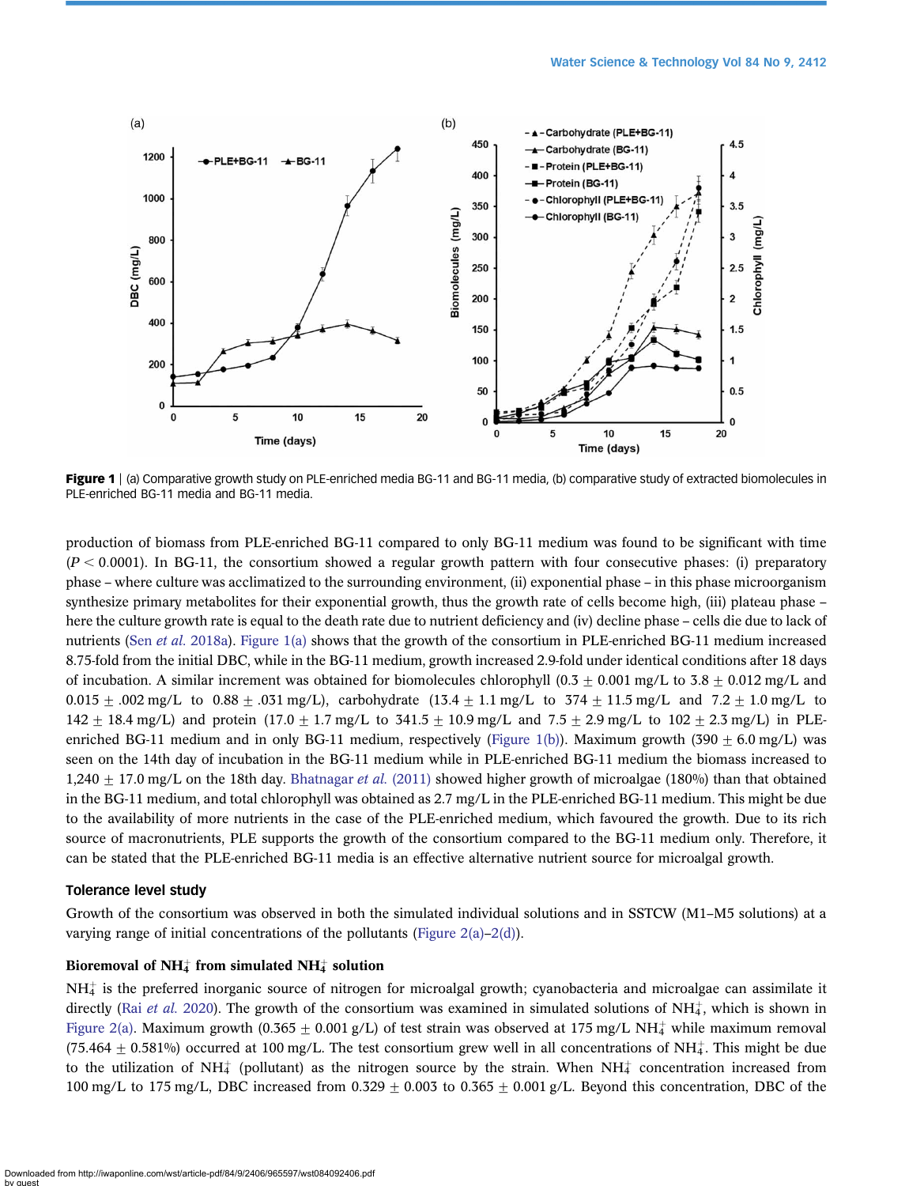**Figure 1** | (a) Comparative growth study on PLE-enriched media BG-11 and BG-11 media, (b) comparative study of extracted biomolecules in PLE-enriched BG-11 media and BG-11 media.

production of biomass from PLE-enriched BG-11 compared to only BG-11 medium was found to be significant with time ($P < 0.0001$). In BG-11, the consortium showed a regular growth pattern with four consecutive phases: (i) preparatory phase – where culture was acclimatized to the surrounding environment, (ii) exponential phase – in this phase microorganism synthesize primary metabolites for their exponential growth, thus the growth rate of cells become high, (iii) plateau phase – here the culture growth rate is equal to the death rate due to nutrient deficiency and (iv) decline phase – cells die due to lack of nutrients (Sen *et al.* 2018a). Figure 1(a) shows that the growth of the consortium in PLE-enriched BG-11 medium increased 8.75-fold from the initial DBC, while in the BG-11 medium, growth increased 2.9-fold under identical conditions after 18 days of incubation. A similar increment was obtained for biomolecules chlorophyll ($0.3 \pm 0.001$ mg/L to $3.8 \pm 0.012$ mg/L and $0.015 \pm .002$ mg/L to $0.88 \pm .031$ mg/L), carbohydrate ($13.4 \pm 1.1$ mg/L to $374 \pm 11.5$ mg/L and $7.2 \pm 1.0$ mg/L to $142 \pm 18.4$ mg/L) and protein ($17.0 \pm 1.7$ mg/L to $341.5 \pm 10.9$ mg/L and $7.5 \pm 2.9$ mg/L to $102 \pm 2.3$ mg/L) in PLE-enriched BG-11 medium and in only BG-11 medium, respectively (Figure 1(b)). Maximum growth ($390 \pm 6.0$ mg/L) was seen on the 14th day of incubation in the BG-11 medium while in PLE-enriched BG-11 medium the biomass increased to $1{,}240 \pm 17.0$ mg/L on the 18th day. Bhatnagar *et al.* (2011) showed higher growth of microalgae (180%) than that obtained in the BG-11 medium, and total chlorophyll was obtained as 2.7 mg/L in the PLE-enriched BG-11 medium. This might be due to the availability of more nutrients in the case of the PLE-enriched medium, which favoured the growth. Due to its rich source of macronutrients, PLE supports the growth of the consortium compared to the BG-11 medium only. Therefore, it can be stated that the PLE-enriched BG-11 media is an effective alternative nutrient source for microalgal growth.

## Tolerance level study

Growth of the consortium was observed in both the simulated individual solutions and in SSTCW (M1–M5 solutions) at a varying range of initial concentrations of the pollutants (Figure 2(a)–2(d)).

### Bioremoval of $NH_4^+$ from simulated $NH_4^+$ solution

$NH_4^+$ is the preferred inorganic source of nitrogen for microalgal growth; cyanobacteria and microalgae can assimilate it directly (Rai *et al.* 2020). The growth of the consortium was examined in simulated solutions of $NH_4^+$, which is shown in Figure 2(a). Maximum growth ($0.365 \pm 0.001$ g/L) of test strain was observed at 175 mg/L $NH_4^+$ while maximum removal ($75.464 \pm 0.581$%) occurred at 100 mg/L. The test consortium grew well in all concentrations of $NH_4^+$. This might be due to the utilization of $NH_4^+$ (pollutant) as the nitrogen source by the strain. When $NH_4^+$ concentration increased from 100 mg/L to 175 mg/L, DBC increased from $0.329 \pm 0.003$ to $0.365 \pm 0.001$ g/L. Beyond this concentration, DBC of the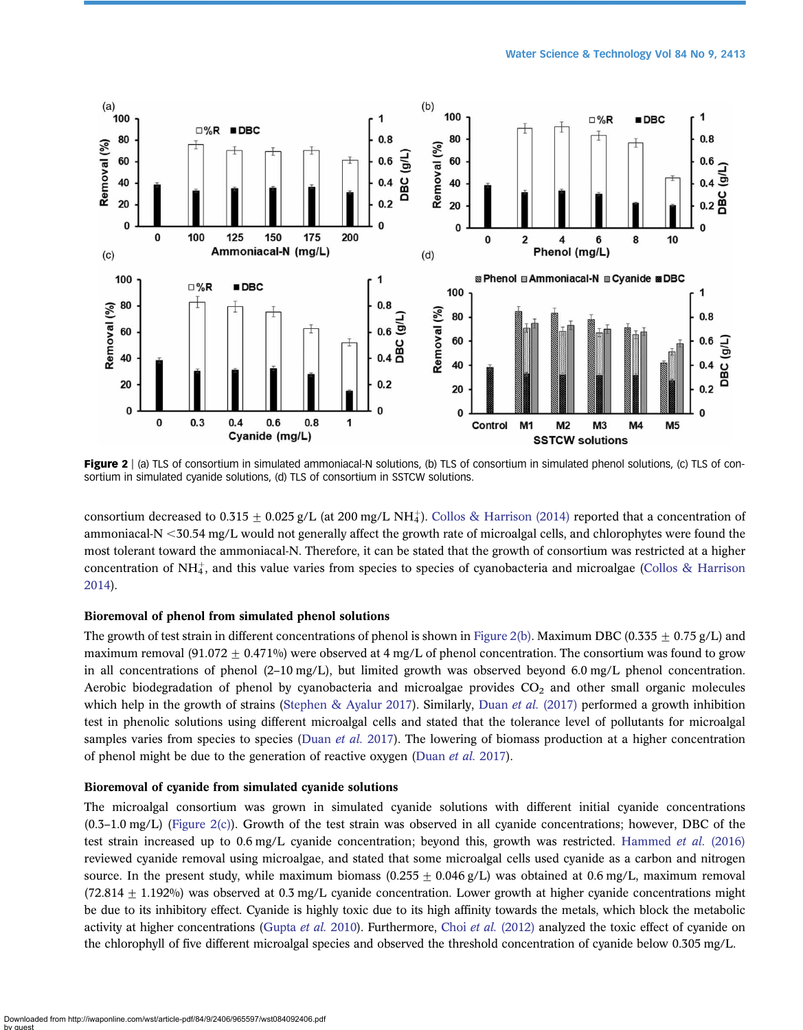Figure 2 | (a) TLS of consortium in simulated ammoniacal-N solutions, (b) TLS of consortium in simulated phenol solutions, (c) TLS of consortium in simulated cyanide solutions, (d) TLS of consortium in SSTCW solutions.

consortium decreased to 0.315 ± 0.025 g/L (at 200 mg/L $NH_4^+$). Collos & Harrison (2014) reported that a concentration of ammoniacal-N <30.54 mg/L would not generally affect the growth rate of microalgal cells, and chlorophytes were found the most tolerant toward the ammoniacal-N. Therefore, it can be stated that the growth of consortium was restricted at a higher concentration of $NH_4^+$, and this value varies from species to species of cyanobacteria and microalgae (Collos & Harrison 2014).

### Bioremoval of phenol from simulated phenol solutions

The growth of test strain in different concentrations of phenol is shown in Figure 2(b). Maximum DBC (0.335 ± 0.75 g/L) and maximum removal (91.072 ± 0.471%) were observed at 4 mg/L of phenol concentration. The consortium was found to grow in all concentrations of phenol (2–10 mg/L), but limited growth was observed beyond 6.0 mg/L phenol concentration. Aerobic biodegradation of phenol by cyanobacteria and microalgae provides $CO_2$ and other small organic molecules which help in the growth of strains (Stephen & Ayalur 2017). Similarly, Duan *et al.* (2017) performed a growth inhibition test in phenolic solutions using different microalgal cells and stated that the tolerance level of pollutants for microalgal samples varies from species to species (Duan *et al.* 2017). The lowering of biomass production at a higher concentration of phenol might be due to the generation of reactive oxygen (Duan *et al.* 2017).

### Bioremoval of cyanide from simulated cyanide solutions

The microalgal consortium was grown in simulated cyanide solutions with different initial cyanide concentrations (0.3–1.0 mg/L) (Figure 2(c)). Growth of the test strain was observed in all cyanide concentrations; however, DBC of the test strain increased up to 0.6 mg/L cyanide concentration; beyond this, growth was restricted. Hammed *et al.* (2016) reviewed cyanide removal using microalgae, and stated that some microalgal cells used cyanide as a carbon and nitrogen source. In the present study, while maximum biomass (0.255 ± 0.046 g/L) was obtained at 0.6 mg/L, maximum removal (72.814 ± 1.192%) was observed at 0.3 mg/L cyanide concentration. Lower growth at higher cyanide concentrations might be due to its inhibitory effect. Cyanide is highly toxic due to its high affinity towards the metals, which block the metabolic activity at higher concentrations (Gupta *et al.* 2010). Furthermore, Choi *et al.* (2012) analyzed the toxic effect of cyanide on the chlorophyll of five different microalgal species and observed the threshold concentration of cyanide below 0.305 mg/L.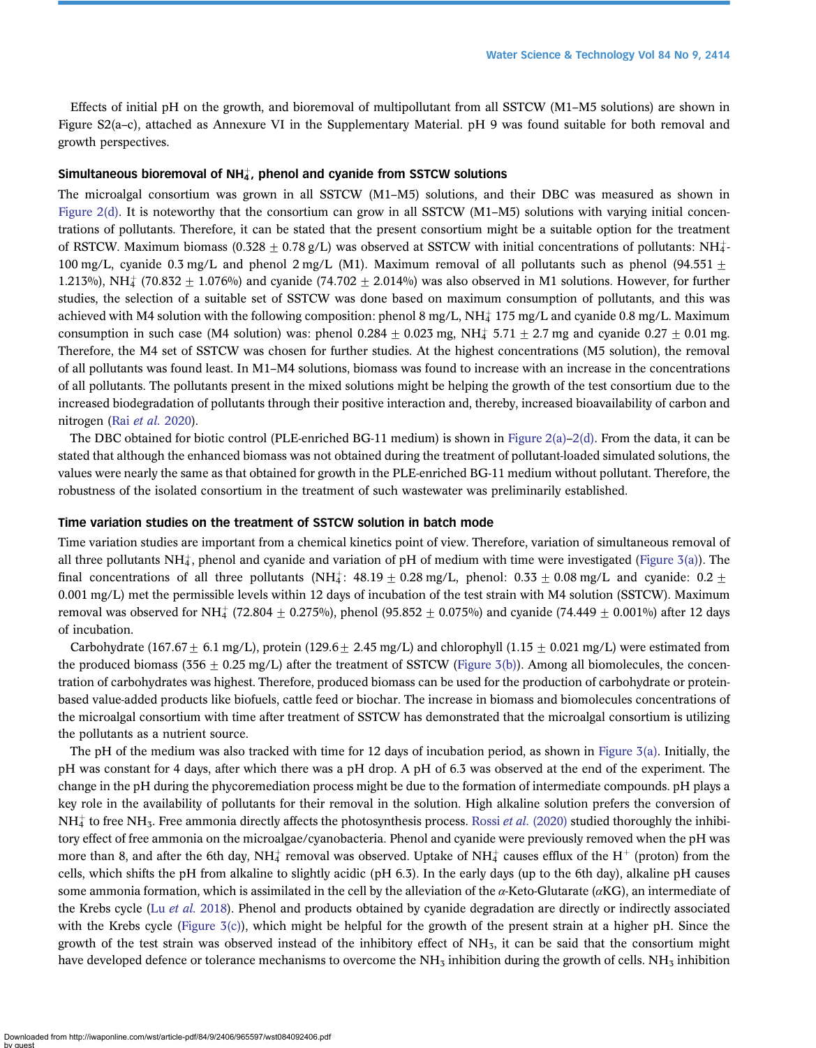Effects of initial pH on the growth, and bioremoval of multipollutant from all SSTCW (M1–M5 solutions) are shown in Figure S2(a–c), attached as Annexure VI in the Supplementary Material. pH 9 was found suitable for both removal and growth perspectives.

### Simultaneous bioremoval of $NH_4^+$, phenol and cyanide from SSTCW solutions

The microalgal consortium was grown in all SSTCW (M1–M5) solutions, and their DBC was measured as shown in Figure 2(d). It is noteworthy that the consortium can grow in all SSTCW (M1–M5) solutions with varying initial concentrations of pollutants. Therefore, it can be stated that the present consortium might be a suitable option for the treatment of RSTCW. Maximum biomass ($0.328 \pm 0.78$ g/L) was observed at SSTCW with initial concentrations of pollutants: $NH_4^+$-100 mg/L, cyanide 0.3 mg/L and phenol 2 mg/L (M1). Maximum removal of all pollutants such as phenol ($94.551 \pm 1.213$%), $NH_4^+$ ($70.832 \pm 1.076$%) and cyanide ($74.702 \pm 2.014$%) was also observed in M1 solutions. However, for further studies, the selection of a suitable set of SSTCW was done based on maximum consumption of pollutants, and this was achieved with M4 solution with the following composition: phenol 8 mg/L, $NH_4^+$ 175 mg/L and cyanide 0.8 mg/L. Maximum consumption in such case (M4 solution) was: phenol $0.284 \pm 0.023$ mg, $NH_4^+$ $5.71 \pm 2.7$ mg and cyanide $0.27 \pm 0.01$ mg. Therefore, the M4 set of SSTCW was chosen for further studies. At the highest concentrations (M5 solution), the removal of all pollutants was found least. In M1–M4 solutions, biomass was found to increase with an increase in the concentrations of all pollutants. The pollutants present in the mixed solutions might be helping the growth of the test consortium due to the increased biodegradation of pollutants through their positive interaction and, thereby, increased bioavailability of carbon and nitrogen (Rai *et al.* 2020).

The DBC obtained for biotic control (PLE-enriched BG-11 medium) is shown in Figure 2(a)–2(d). From the data, it can be stated that although the enhanced biomass was not obtained during the treatment of pollutant-loaded simulated solutions, the values were nearly the same as that obtained for growth in the PLE-enriched BG-11 medium without pollutant. Therefore, the robustness of the isolated consortium in the treatment of such wastewater was preliminarily established.

### Time variation studies on the treatment of SSTCW solution in batch mode

Time variation studies are important from a chemical kinetics point of view. Therefore, variation of simultaneous removal of all three pollutants $NH_4^+$, phenol and cyanide and variation of pH of medium with time were investigated (Figure 3(a)). The final concentrations of all three pollutants ($NH_4^+$: $48.19 \pm 0.28$ mg/L, phenol: $0.33 \pm 0.08$ mg/L and cyanide: $0.2 \pm 0.001$ mg/L) met the permissible levels within 12 days of incubation of the test strain with M4 solution (SSTCW). Maximum removal was observed for $NH_4^+$ ($72.804 \pm 0.275$%), phenol ($95.852 \pm 0.075$%) and cyanide ($74.449 \pm 0.001$%) after 12 days of incubation.

Carbohydrate ($167.67 \pm 6.1$ mg/L), protein ($129.6 \pm 2.45$ mg/L) and chlorophyll ($1.15 \pm 0.021$ mg/L) were estimated from the produced biomass ($356 \pm 0.25$ mg/L) after the treatment of SSTCW (Figure 3(b)). Among all biomolecules, the concentration of carbohydrates was highest. Therefore, produced biomass can be used for the production of carbohydrate or protein-based value-added products like biofuels, cattle feed or biochar. The increase in biomass and biomolecules concentrations of the microalgal consortium with time after treatment of SSTCW has demonstrated that the microalgal consortium is utilizing the pollutants as a nutrient source.

The pH of the medium was also tracked with time for 12 days of incubation period, as shown in Figure 3(a). Initially, the pH was constant for 4 days, after which there was a pH drop. A pH of 6.3 was observed at the end of the experiment. The change in the pH during the phycoremediation process might be due to the formation of intermediate compounds. pH plays a key role in the availability of pollutants for their removal in the solution. High alkaline solution prefers the conversion of $NH_4^+$ to free $NH_3$. Free ammonia directly affects the photosynthesis process. Rossi *et al.* (2020) studied thoroughly the inhibitory effect of free ammonia on the microalgae/cyanobacteria. Phenol and cyanide were previously removed when the pH was more than 8, and after the 6th day, $NH_4^+$ removal was observed. Uptake of $NH_4^+$ causes efflux of the $H^+$ (proton) from the cells, which shifts the pH from alkaline to slightly acidic (pH 6.3). In the early days (up to the 6th day), alkaline pH causes some ammonia formation, which is assimilated in the cell by the alleviation of the $\alpha$-Keto-Glutarate ($\alpha$KG), an intermediate of the Krebs cycle (Lu *et al.* 2018). Phenol and products obtained by cyanide degradation are directly or indirectly associated with the Krebs cycle (Figure 3(c)), which might be helpful for the growth of the present strain at a higher pH. Since the growth of the test strain was observed instead of the inhibitory effect of $NH_3$, it can be said that the consortium might have developed defence or tolerance mechanisms to overcome the $NH_3$ inhibition during the growth of cells. $NH_3$ inhibition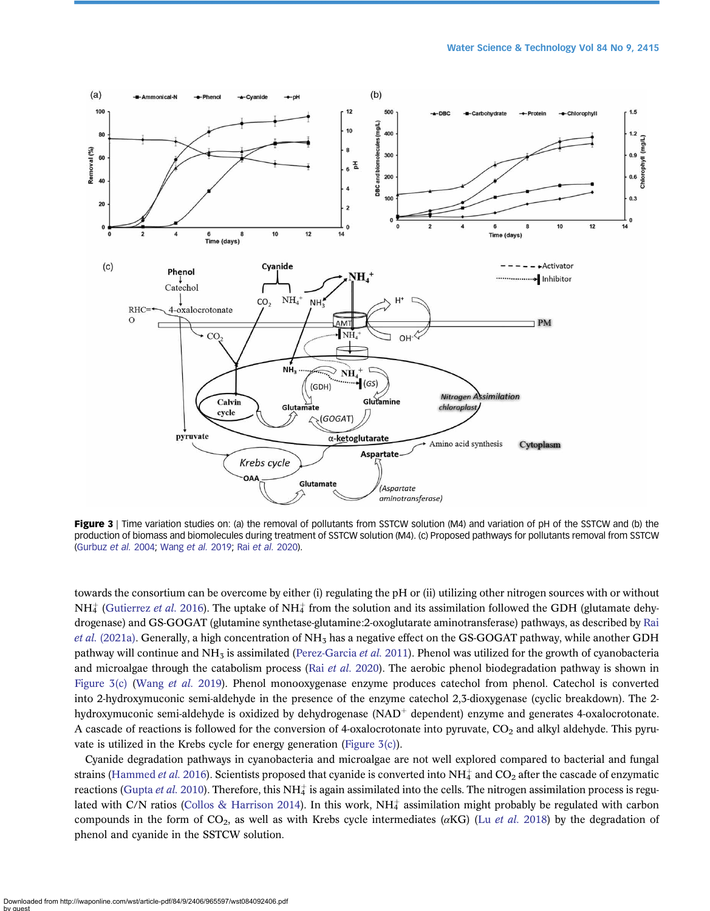**Figure 3** | Time variation studies on: (a) the removal of pollutants from SSTCW solution (M4) and variation of pH of the SSTCW and (b) the production of biomass and biomolecules during treatment of SSTCW solution (M4). (c) Proposed pathways for pollutants removal from SSTCW (Gurbuz *et al.* 2004; Wang *et al.* 2019; Rai *et al.* 2020).

towards the consortium can be overcome by either (i) regulating the pH or (ii) utilizing other nitrogen sources with or without $NH_4^+$ (Gutierrez *et al.* 2016). The uptake of $NH_4^+$ from the solution and its assimilation followed the GDH (glutamate dehydrogenase) and GS-GOGAT (glutamine synthetase-glutamine:2-oxoglutarate aminotransferase) pathways, as described by Rai *et al.* (2021a). Generally, a high concentration of $NH_3$ has a negative effect on the GS-GOGAT pathway, while another GDH pathway will continue and $NH_3$ is assimilated (Perez-Garcia *et al.* 2011). Phenol was utilized for the growth of cyanobacteria and microalgae through the catabolism process (Rai *et al.* 2020). The aerobic phenol biodegradation pathway is shown in Figure 3(c) (Wang *et al.* 2019). Phenol monooxygenase enzyme produces catechol from phenol. Catechol is converted into 2-hydroxymuconic semi-aldehyde in the presence of the enzyme catechol 2,3-dioxygenase (cyclic breakdown). The 2-hydroxymuconic semi-aldehyde is oxidized by dehydrogenase ($NAD^+$ dependent) enzyme and generates 4-oxalocrotonate. A cascade of reactions is followed for the conversion of 4-oxalocrotonate into pyruvate, $CO_2$ and alkyl aldehyde. This pyruvate is utilized in the Krebs cycle for energy generation (Figure 3(c)).

Cyanide degradation pathways in cyanobacteria and microalgae are not well explored compared to bacterial and fungal strains (Hammed *et al.* 2016). Scientists proposed that cyanide is converted into $NH_4^+$ and $CO_2$ after the cascade of enzymatic reactions (Gupta *et al.* 2010). Therefore, this $NH_4^+$ is again assimilated into the cells. The nitrogen assimilation process is regulated with C/N ratios (Collos & Harrison 2014). In this work, $NH_4^+$ assimilation might probably be regulated with carbon compounds in the form of $CO_2$, as well as with Krebs cycle intermediates ($\alpha$KG) (Lu *et al.* 2018) by the degradation of phenol and cyanide in the SSTCW solution.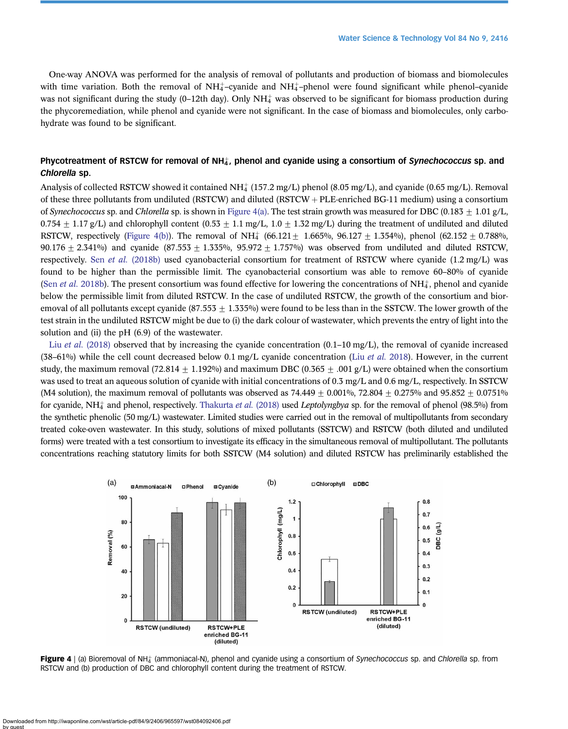One-way ANOVA was performed for the analysis of removal of pollutants and production of biomass and biomolecules with time variation. Both the removal of $NH_4^+$–cyanide and $NH_4^+$–phenol were found significant while phenol–cyanide was not significant during the study (0–12th day). Only $NH_4^+$ was observed to be significant for biomass production during the phycoremediation, while phenol and cyanide were not significant. In the case of biomass and biomolecules, only carbohydrate was found to be significant.

### Phycotreatment of RSTCW for removal of $NH_4^+$, phenol and cyanide using a consortium of *Synechococcus* sp. and *Chlorella* sp.

Analysis of collected RSTCW showed it contained $NH_4^+$ (157.2 mg/L) phenol (8.05 mg/L), and cyanide (0.65 mg/L). Removal of these three pollutants from undiluted (RSTCW) and diluted (RSTCW + PLE-enriched BG-11 medium) using a consortium of *Synechococcus* sp. and *Chlorella* sp. is shown in Figure 4(a). The test strain growth was measured for DBC (0.183 ± 1.01 g/L, 0.754 ± 1.17 g/L) and chlorophyll content (0.53 ± 1.1 mg/L, 1.0 ± 1.32 mg/L) during the treatment of undiluted and diluted RSTCW, respectively (Figure 4(b)). The removal of $NH_4^+$ (66.121 ± 1.665%, 96.127 ± 1.354%), phenol (62.152 ± 0.788%, 90.176 ± 2.341%) and cyanide (87.553 ± 1.335%, 95.972 ± 1.757%) was observed from undiluted and diluted RSTCW, respectively. Sen *et al.* (2018b) used cyanobacterial consortium for treatment of RSTCW where cyanide (1.2 mg/L) was found to be higher than the permissible limit. The cyanobacterial consortium was able to remove 60–80% of cyanide (Sen *et al.* 2018b). The present consortium was found effective for lowering the concentrations of $NH_4^+$, phenol and cyanide below the permissible limit from diluted RSTCW. In the case of undiluted RSTCW, the growth of the consortium and bioremoval of all pollutants except cyanide (87.553 ± 1.335%) were found to be less than in the SSTCW. The lower growth of the test strain in the undiluted RSTCW might be due to (i) the dark colour of wastewater, which prevents the entry of light into the solution and (ii) the pH (6.9) of the wastewater.

Liu *et al.* (2018) observed that by increasing the cyanide concentration (0.1–10 mg/L), the removal of cyanide increased (38–61%) while the cell count decreased below 0.1 mg/L cyanide concentration (Liu *et al.* 2018). However, in the current study, the maximum removal (72.814 ± 1.192%) and maximum DBC (0.365 ± .001 g/L) were obtained when the consortium was used to treat an aqueous solution of cyanide with initial concentrations of 0.3 mg/L and 0.6 mg/L, respectively. In SSTCW (M4 solution), the maximum removal of pollutants was observed as 74.449 ± 0.001%, 72.804 ± 0.275% and 95.852 ± 0.0751% for cyanide, $NH_4^+$ and phenol, respectively. Thakurta *et al.* (2018) used *Leptolyngbya* sp. for the removal of phenol (98.5%) from the synthetic phenolic (50 mg/L) wastewater. Limited studies were carried out in the removal of multipollutants from secondary treated coke-oven wastewater. In this study, solutions of mixed pollutants (SSTCW) and RSTCW (both diluted and undiluted forms) were treated with a test consortium to investigate its efficacy in the simultaneous removal of multipollutant. The pollutants concentrations reaching statutory limits for both SSTCW (M4 solution) and diluted RSTCW has preliminarily established the

**Figure 4** | (a) Bioremoval of $NH_4^+$ (ammoniacal-N), phenol and cyanide using a consortium of *Synechococcus* sp. and *Chlorella* sp. from RSTCW and (b) production of DBC and chlorophyll content during the treatment of RSTCW.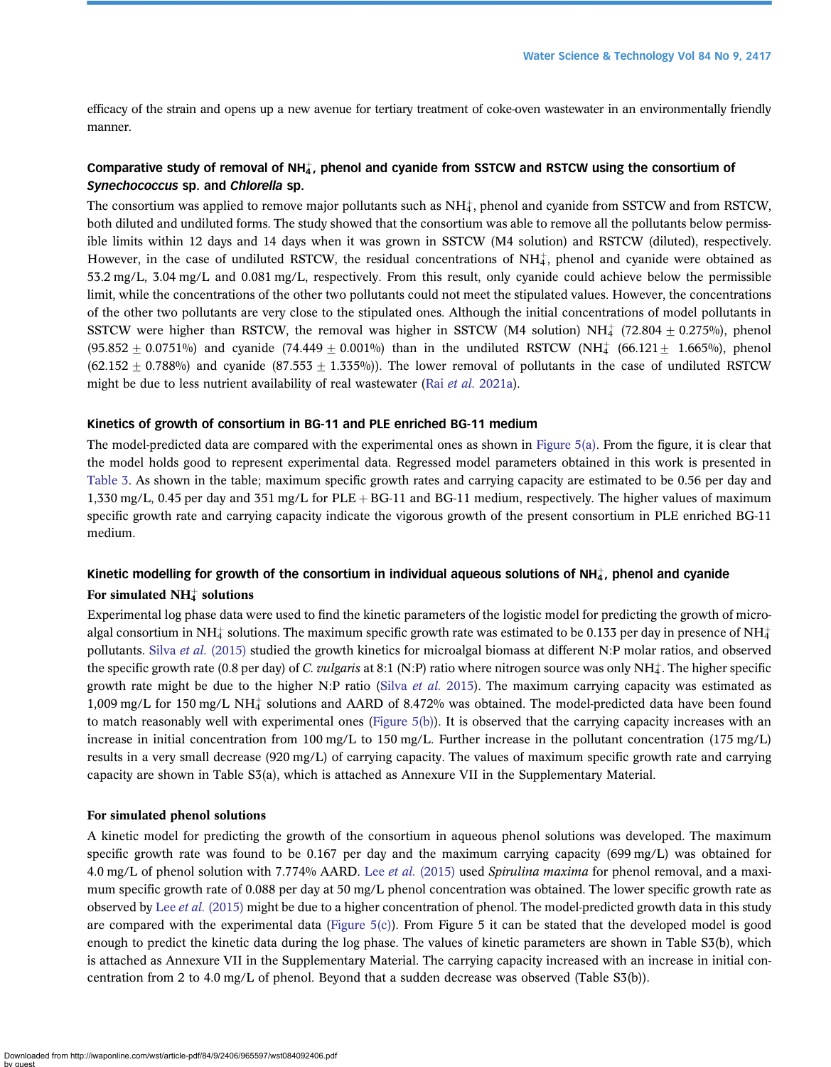efficacy of the strain and opens up a new avenue for tertiary treatment of coke-oven wastewater in an environmentally friendly manner.

## Comparative study of removal of $NH_4^+$, phenol and cyanide from SSTCW and RSTCW using the consortium of *Synechococcus* sp. and *Chlorella* sp.

The consortium was applied to remove major pollutants such as $NH_4^+$, phenol and cyanide from SSTCW and from RSTCW, both diluted and undiluted forms. The study showed that the consortium was able to remove all the pollutants below permissible limits within 12 days and 14 days when it was grown in SSTCW (M4 solution) and RSTCW (diluted), respectively. However, in the case of undiluted RSTCW, the residual concentrations of $NH_4^+$, phenol and cyanide were obtained as 53.2 mg/L, 3.04 mg/L and 0.081 mg/L, respectively. From this result, only cyanide could achieve below the permissible limit, while the concentrations of the other two pollutants could not meet the stipulated values. However, the concentrations of the other two pollutants are very close to the stipulated ones. Although the initial concentrations of model pollutants in SSTCW were higher than RSTCW, the removal was higher in SSTCW (M4 solution) $NH_4^+$ (72.804 ± 0.275%), phenol (95.852 ± 0.0751%) and cyanide (74.449 ± 0.001%) than in the undiluted RSTCW ($NH_4^+$ (66.121 ± 1.665%), phenol (62.152 ± 0.788%) and cyanide (87.553 ± 1.335%)). The lower removal of pollutants in the case of undiluted RSTCW might be due to less nutrient availability of real wastewater (Rai *et al.* 2021a).

## Kinetics of growth of consortium in BG-11 and PLE enriched BG-11 medium

The model-predicted data are compared with the experimental ones as shown in Figure 5(a). From the figure, it is clear that the model holds good to represent experimental data. Regressed model parameters obtained in this work is presented in Table 3. As shown in the table; maximum specific growth rates and carrying capacity are estimated to be 0.56 per day and 1,330 mg/L, 0.45 per day and 351 mg/L for PLE + BG-11 and BG-11 medium, respectively. The higher values of maximum specific growth rate and carrying capacity indicate the vigorous growth of the present consortium in PLE enriched BG-11 medium.

## Kinetic modelling for growth of the consortium in individual aqueous solutions of $NH_4^+$, phenol and cyanide

### For simulated $NH_4^+$ solutions

Experimental log phase data were used to find the kinetic parameters of the logistic model for predicting the growth of microalgal consortium in $NH_4^+$ solutions. The maximum specific growth rate was estimated to be 0.133 per day in presence of $NH_4^+$ pollutants. Silva *et al.* (2015) studied the growth kinetics for microalgal biomass at different N:P molar ratios, and observed the specific growth rate (0.8 per day) of *C. vulgaris* at 8:1 (N:P) ratio where nitrogen source was only $NH_4^+$. The higher specific growth rate might be due to the higher N:P ratio (Silva *et al.* 2015). The maximum carrying capacity was estimated as 1,009 mg/L for 150 mg/L $NH_4^+$ solutions and AARD of 8.472% was obtained. The model-predicted data have been found to match reasonably well with experimental ones (Figure 5(b)). It is observed that the carrying capacity increases with an increase in initial concentration from 100 mg/L to 150 mg/L. Further increase in the pollutant concentration (175 mg/L) results in a very small decrease (920 mg/L) of carrying capacity. The values of maximum specific growth rate and carrying capacity are shown in Table S3(a), which is attached as Annexure VII in the Supplementary Material.

### For simulated phenol solutions

A kinetic model for predicting the growth of the consortium in aqueous phenol solutions was developed. The maximum specific growth rate was found to be 0.167 per day and the maximum carrying capacity (699 mg/L) was obtained for 4.0 mg/L of phenol solution with 7.774% AARD. Lee *et al.* (2015) used *Spirulina maxima* for phenol removal, and a maximum specific growth rate of 0.088 per day at 50 mg/L phenol concentration was obtained. The lower specific growth rate as observed by Lee *et al.* (2015) might be due to a higher concentration of phenol. The model-predicted growth data in this study are compared with the experimental data (Figure 5(c)). From Figure 5 it can be stated that the developed model is good enough to predict the kinetic data during the log phase. The values of kinetic parameters are shown in Table S3(b), which is attached as Annexure VII in the Supplementary Material. The carrying capacity increased with an increase in initial concentration from 2 to 4.0 mg/L of phenol. Beyond that a sudden decrease was observed (Table S3(b)).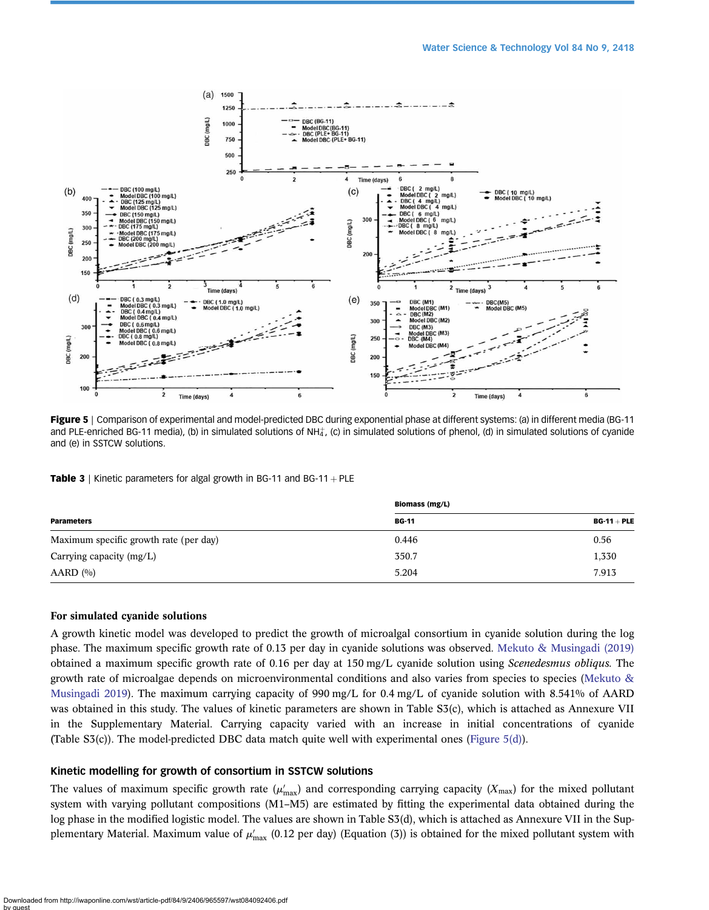**Figure 5** | Comparison of experimental and model-predicted DBC during exponential phase at different systems: (a) in different media (BG-11 and PLE-enriched BG-11 media), (b) in simulated solutions of $NH_4^+$, (c) in simulated solutions of phenol, (d) in simulated solutions of cyanide and (e) in SSTCW solutions.

**Table 3** | Kinetic parameters for algal growth in BG-11 and BG-11 + PLE

| | Biomass (mg/L) | |
|---|---|---|
| **Parameters** | **BG-11** | **BG-11 + PLE** |
| Maximum specific growth rate (per day) | 0.446 | 0.56 |
| Carrying capacity (mg/L) | 350.7 | 1,330 |
| AARD (%) | 5.204 | 7.913 |

### For simulated cyanide solutions

A growth kinetic model was developed to predict the growth of microalgal consortium in cyanide solution during the log phase. The maximum specific growth rate of 0.13 per day in cyanide solutions was observed. Mekuto & Musingadi (2019) obtained a maximum specific growth rate of 0.16 per day at 150 mg/L cyanide solution using *Scenedesmus obliqus*. The growth rate of microalgae depends on microenvironmental conditions and also varies from species to species (Mekuto & Musingadi 2019). The maximum carrying capacity of 990 mg/L for 0.4 mg/L of cyanide solution with 8.541% of AARD was obtained in this study. The values of kinetic parameters are shown in Table S3(c), which is attached as Annexure VII in the Supplementary Material. Carrying capacity varied with an increase in initial concentrations of cyanide (Table S3(c)). The model-predicted DBC data match quite well with experimental ones (Figure 5(d)).

## Kinetic modelling for growth of consortium in SSTCW solutions

The values of maximum specific growth rate ($\mu'_{max}$) and corresponding carrying capacity ($X_{max}$) for the mixed pollutant system with varying pollutant compositions (M1–M5) are estimated by fitting the experimental data obtained during the log phase in the modified logistic model. The values are shown in Table S3(d), which is attached as Annexure VII in the Supplementary Material. Maximum value of $\mu'_{max}$ (0.12 per day) (Equation (3)) is obtained for the mixed pollutant system with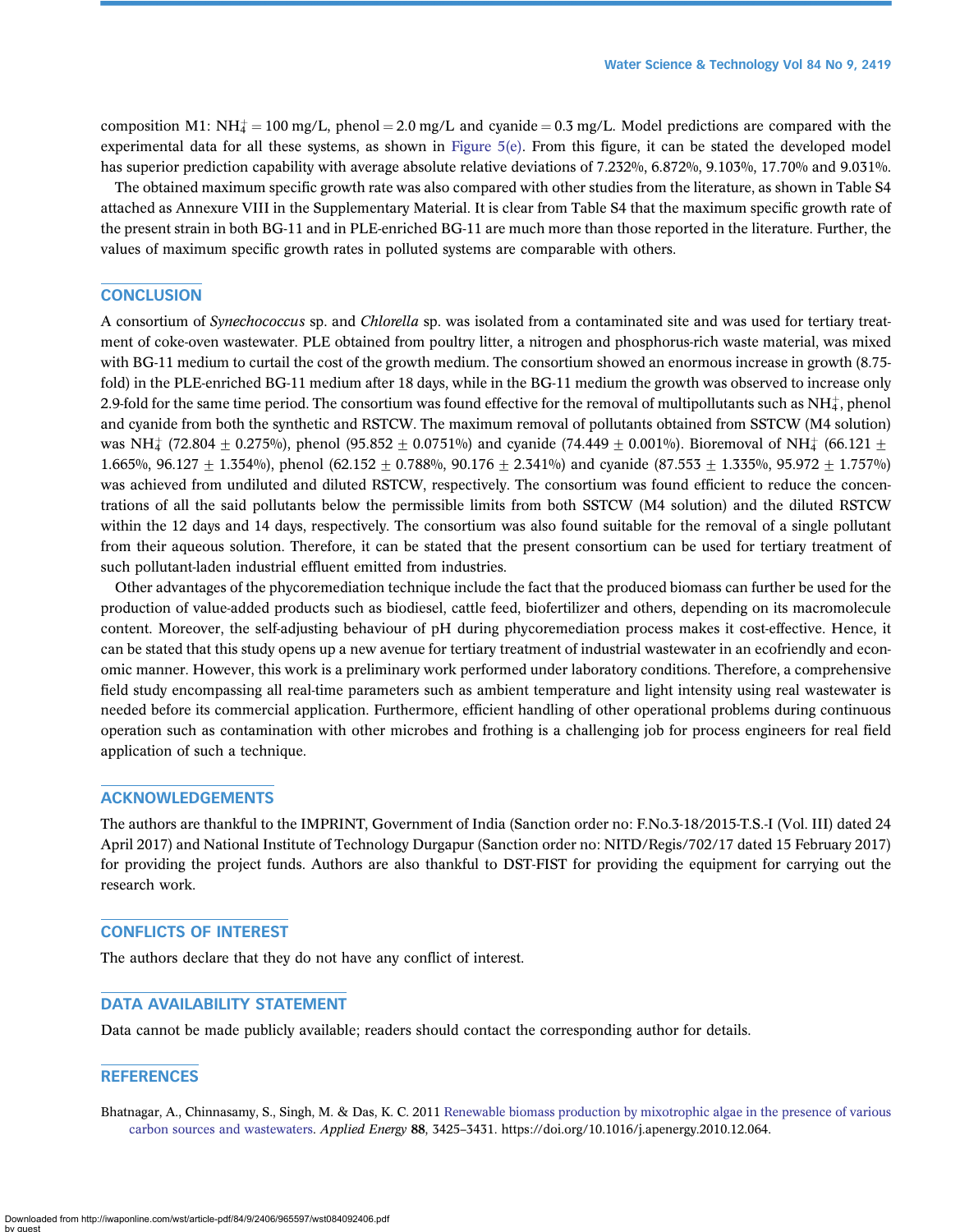composition M1: $NH_4^+ = 100$ mg/L, phenol = 2.0 mg/L and cyanide = 0.3 mg/L. Model predictions are compared with the experimental data for all these systems, as shown in Figure 5(e). From this figure, it can be stated the developed model has superior prediction capability with average absolute relative deviations of 7.232%, 6.872%, 9.103%, 17.70% and 9.031%.

The obtained maximum specific growth rate was also compared with other studies from the literature, as shown in Table S4 attached as Annexure VIII in the Supplementary Material. It is clear from Table S4 that the maximum specific growth rate of the present strain in both BG-11 and in PLE-enriched BG-11 are much more than those reported in the literature. Further, the values of maximum specific growth rates in polluted systems are comparable with others.

## CONCLUSION

A consortium of *Synechococcus* sp. and *Chlorella* sp. was isolated from a contaminated site and was used for tertiary treatment of coke-oven wastewater. PLE obtained from poultry litter, a nitrogen and phosphorus-rich waste material, was mixed with BG-11 medium to curtail the cost of the growth medium. The consortium showed an enormous increase in growth (8.75-fold) in the PLE-enriched BG-11 medium after 18 days, while in the BG-11 medium the growth was observed to increase only 2.9-fold for the same time period. The consortium was found effective for the removal of multipollutants such as $NH_4^+$, phenol and cyanide from both the synthetic and RSTCW. The maximum removal of pollutants obtained from SSTCW (M4 solution) was $NH_4^+$ (72.804 ± 0.275%), phenol (95.852 ± 0.0751%) and cyanide (74.449 ± 0.001%). Bioremoval of $NH_4^+$ (66.121 ± 1.665%, 96.127 ± 1.354%), phenol (62.152 ± 0.788%, 90.176 ± 2.341%) and cyanide (87.553 ± 1.335%, 95.972 ± 1.757%) was achieved from undiluted and diluted RSTCW, respectively. The consortium was found efficient to reduce the concentrations of all the said pollutants below the permissible limits from both SSTCW (M4 solution) and the diluted RSTCW within the 12 days and 14 days, respectively. The consortium was also found suitable for the removal of a single pollutant from their aqueous solution. Therefore, it can be stated that the present consortium can be used for tertiary treatment of such pollutant-laden industrial effluent emitted from industries.

Other advantages of the phycoremediation technique include the fact that the produced biomass can further be used for the production of value-added products such as biodiesel, cattle feed, biofertilizer and others, depending on its macromolecule content. Moreover, the self-adjusting behaviour of pH during phycoremediation process makes it cost-effective. Hence, it can be stated that this study opens up a new avenue for tertiary treatment of industrial wastewater in an ecofriendly and economic manner. However, this work is a preliminary work performed under laboratory conditions. Therefore, a comprehensive field study encompassing all real-time parameters such as ambient temperature and light intensity using real wastewater is needed before its commercial application. Furthermore, efficient handling of other operational problems during continuous operation such as contamination with other microbes and frothing is a challenging job for process engineers for real field application of such a technique.

## ACKNOWLEDGEMENTS

The authors are thankful to the IMPRINT, Government of India (Sanction order no: F.No.3-18/2015-T.S.-I (Vol. III) dated 24 April 2017) and National Institute of Technology Durgapur (Sanction order no: NITD/Regis/702/17 dated 15 February 2017) for providing the project funds. Authors are also thankful to DST-FIST for providing the equipment for carrying out the research work.

## CONFLICTS OF INTEREST

The authors declare that they do not have any conflict of interest.

## DATA AVAILABILITY STATEMENT

Data cannot be made publicly available; readers should contact the corresponding author for details.

## REFERENCES

Bhatnagar, A., Chinnasamy, S., Singh, M. & Das, K. C. 2011 Renewable biomass production by mixotrophic algae in the presence of various carbon sources and wastewaters. *Applied Energy* **88**, 3425–3431. https://doi.org/10.1016/j.apenergy.2010.12.064.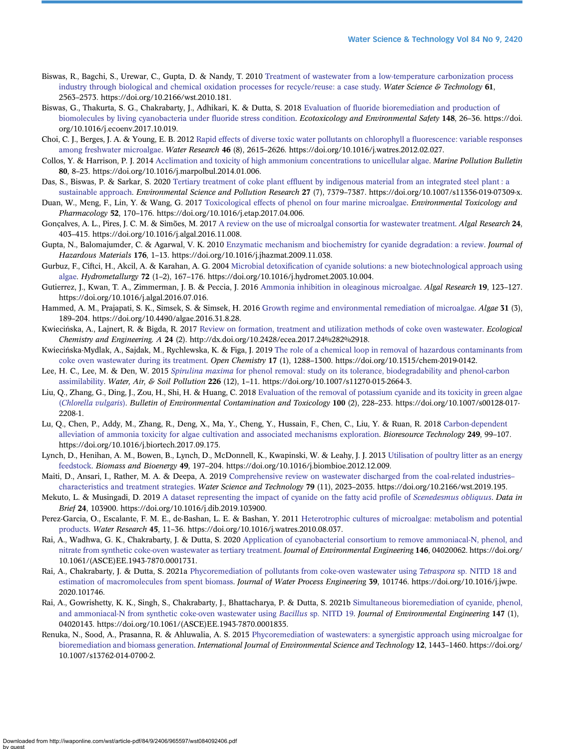Biswas, R., Bagchi, S., Urewar, C., Gupta, D. & Nandy, T. 2010 Treatment of wastewater from a low-temperature carbonization process industry through biological and chemical oxidation processes for recycle/reuse: a case study. *Water Science & Technology* **61**, 2563–2573. https://doi.org/10.2166/wst.2010.181.

Biswas, G., Thakurta, S. G., Chakrabarty, J., Adhikari, K. & Dutta, S. 2018 Evaluation of fluoride bioremediation and production of biomolecules by living cyanobacteria under fluoride stress condition. *Ecotoxicology and Environmental Safety* **148**, 26–36. https://doi.org/10.1016/j.ecoenv.2017.10.019.

Choi, C. J., Berges, J. A. & Young, E. B. 2012 Rapid effects of diverse toxic water pollutants on chlorophyll a fluorescence: variable responses among freshwater microalgae. *Water Research* **46** (8), 2615–2626. https://doi.org/10.1016/j.watres.2012.02.027.

Collos, Y. & Harrison, P. J. 2014 Acclimation and toxicity of high ammonium concentrations to unicellular algae. *Marine Pollution Bulletin* **80**, 8–23. https://doi.org/10.1016/j.marpolbul.2014.01.006.

Das, S., Biswas, P. & Sarkar, S. 2020 Tertiary treatment of coke plant effluent by indigenous material from an integrated steel plant : a sustainable approach. *Environmental Science and Pollution Research* **27** (7), 7379–7387. https://doi.org/10.1007/s11356-019-07309-x.

Duan, W., Meng, F., Lin, Y. & Wang, G. 2017 Toxicological effects of phenol on four marine microalgae. *Environmental Toxicology and Pharmacology* **52**, 170–176. https://doi.org/10.1016/j.etap.2017.04.006.

Gonçalves, A. L., Pires, J. C. M. & Simões, M. 2017 A review on the use of microalgal consortia for wastewater treatment. *Algal Research* **24**, 403–415. https://doi.org/10.1016/j.algal.2016.11.008.

Gupta, N., Balomajumder, C. & Agarwal, V. K. 2010 Enzymatic mechanism and biochemistry for cyanide degradation: a review. *Journal of Hazardous Materials* **176**, 1–13. https://doi.org/10.1016/j.jhazmat.2009.11.038.

Gurbuz, F., Ciftci, H., Akcil, A. & Karahan, A. G. 2004 Microbial detoxification of cyanide solutions: a new biotechnological approach using algae. *Hydrometallurgy* **72** (1–2), 167–176. https://doi.org/10.1016/j.hydromet.2003.10.004.

Gutierrez, J., Kwan, T. A., Zimmerman, J. B. & Peccia, J. 2016 Ammonia inhibition in oleaginous microalgae. *Algal Research* **19**, 123–127. https://doi.org/10.1016/j.algal.2016.07.016.

Hammed, A. M., Prajapati, S. K., Simsek, S. & Simsek, H. 2016 Growth regime and environmental remediation of microalgae. *Algae* **31** (3), 189–204. https://doi.org/10.4490/algae.2016.31.8.28.

Kwiecińska, A., Lajnert, R. & Bigda, R. 2017 Review on formation, treatment and utilization methods of coke oven wastewater. *Ecological Chemistry and Engineering. A* **24** (2). http://dx.doi.org/10.2428/ecea.2017.24%282%2918.

Kwiecińska-Mydlak, A., Sajdak, M., Rychlewska, K. & Figa, J. 2019 The role of a chemical loop in removal of hazardous contaminants from coke oven wastewater during its treatment. *Open Chemistry* **17** (1), 1288–1300. https://doi.org/10.1515/chem-2019-0142.

Lee, H. C., Lee, M. & Den, W. 2015 *Spirulina maxima* for phenol removal: study on its tolerance, biodegradability and phenol-carbon assimilability. *Water, Air, & Soil Pollution* **226** (12), 1–11. https://doi.org/10.1007/s11270-015-2664-3.

Liu, Q., Zhang, G., Ding, J., Zou, H., Shi, H. & Huang, C. 2018 Evaluation of the removal of potassium cyanide and its toxicity in green algae (*Chlorella vulgaris*). *Bulletin of Environmental Contamination and Toxicology* **100** (2), 228–233. https://doi.org/10.1007/s00128-017-2208-1.

Lu, Q., Chen, P., Addy, M., Zhang, R., Deng, X., Ma, Y., Cheng, Y., Hussain, F., Chen, C., Liu, Y. & Ruan, R. 2018 Carbon-dependent alleviation of ammonia toxicity for algae cultivation and associated mechanisms exploration. *Bioresource Technology* **249**, 99–107. https://doi.org/10.1016/j.biortech.2017.09.175.

Lynch, D., Henihan, A. M., Bowen, B., Lynch, D., McDonnell, K., Kwapinski, W. & Leahy, J. J. 2013 Utilisation of poultry litter as an energy feedstock. *Biomass and Bioenergy* **49**, 197–204. https://doi.org/10.1016/j.biombioe.2012.12.009.

Maiti, D., Ansari, I., Rather, M. A. & Deepa, A. 2019 Comprehensive review on wastewater discharged from the coal-related industries–characteristics and treatment strategies. *Water Science and Technology* **79** (11), 2023–2035. https://doi.org/10.2166/wst.2019.195.

Mekuto, L. & Musingadi, D. 2019 A dataset representing the impact of cyanide on the fatty acid profile of *Scenedesmus obliquus*. *Data in Brief* **24**, 103900. https://doi.org/10.1016/j.dib.2019.103900.

Perez-Garcia, O., Escalante, F. M. E., de-Bashan, L. E. & Bashan, Y. 2011 Heterotrophic cultures of microalgae: metabolism and potential products. *Water Research* **45**, 11–36. https://doi.org/10.1016/j.watres.2010.08.037.

Rai, A., Wadhwa, G. K., Chakrabarty, J. & Dutta, S. 2020 Application of cyanobacterial consortium to remove ammoniacal-N, phenol, and nitrate from synthetic coke-oven wastewater as tertiary treatment. *Journal of Environmental Engineering* **146**, 04020062. https://doi.org/10.1061/(ASCE)EE.1943-7870.0001731.

Rai, A., Chakrabarty, J. & Dutta, S. 2021a Phycoremediation of pollutants from coke-oven wastewater using *Tetraspora* sp. NITD 18 and estimation of macromolecules from spent biomass. *Journal of Water Process Engineering* **39**, 101746. https://doi.org/10.1016/j.jwpe.2020.101746.

Rai, A., Gowrishetty, K. K., Singh, S., Chakrabarty, J., Bhattacharya, P. & Dutta, S. 2021b Simultaneous bioremediation of cyanide, phenol, and ammoniacal-N from synthetic coke-oven wastewater using *Bacillus* sp. NITD 19. *Journal of Environmental Engineering* **147** (1), 04020143. https://doi.org/10.1061/(ASCE)EE.1943-7870.0001835.

Renuka, N., Sood, A., Prasanna, R. & Ahluwalia, A. S. 2015 Phycoremediation of wastewaters: a synergistic approach using microalgae for bioremediation and biomass generation. *International Journal of Environmental Science and Technology* **12**, 1443–1460. https://doi.org/10.1007/s13762-014-0700-2.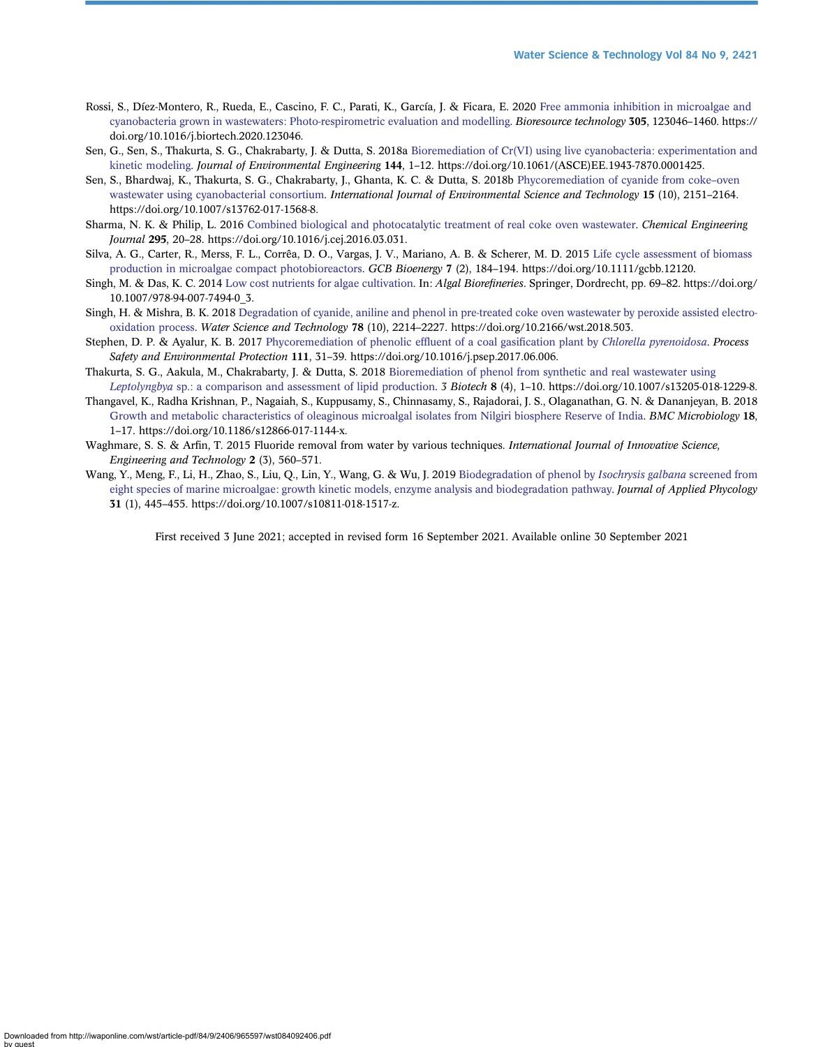Rossi, S., Díez-Montero, R., Rueda, E., Cascino, F. C., Parati, K., García, J. & Ficara, E. 2020 Free ammonia inhibition in microalgae and cyanobacteria grown in wastewaters: Photo-respirometric evaluation and modelling. *Bioresource technology* **305**, 123046–1460. https://doi.org/10.1016/j.biortech.2020.123046.

Sen, G., Sen, S., Thakurta, S. G., Chakrabarty, J. & Dutta, S. 2018a Bioremediation of Cr(VI) using live cyanobacteria: experimentation and kinetic modeling. *Journal of Environmental Engineering* **144**, 1–12. https://doi.org/10.1061/(ASCE)EE.1943-7870.0001425.

Sen, S., Bhardwaj, K., Thakurta, S. G., Chakrabarty, J., Ghanta, K. C. & Dutta, S. 2018b Phycoremediation of cyanide from coke–oven wastewater using cyanobacterial consortium. *International Journal of Environmental Science and Technology* **15** (10), 2151–2164. https://doi.org/10.1007/s13762-017-1568-8.

Sharma, N. K. & Philip, L. 2016 Combined biological and photocatalytic treatment of real coke oven wastewater. *Chemical Engineering Journal* **295**, 20–28. https://doi.org/10.1016/j.cej.2016.03.031.

Silva, A. G., Carter, R., Merss, F. L., Corrêa, D. O., Vargas, J. V., Mariano, A. B. & Scherer, M. D. 2015 Life cycle assessment of biomass production in microalgae compact photobioreactors. *GCB Bioenergy* **7** (2), 184–194. https://doi.org/10.1111/gcbb.12120.

Singh, M. & Das, K. C. 2014 Low cost nutrients for algae cultivation. In: *Algal Biorefineries*. Springer, Dordrecht, pp. 69–82. https://doi.org/10.1007/978-94-007-7494-0_3.

Singh, H. & Mishra, B. K. 2018 Degradation of cyanide, aniline and phenol in pre-treated coke oven wastewater by peroxide assisted electro-oxidation process. *Water Science and Technology* **78** (10), 2214–2227. https://doi.org/10.2166/wst.2018.503.

Stephen, D. P. & Ayalur, K. B. 2017 Phycoremediation of phenolic effluent of a coal gasification plant by *Chlorella pyrenoidosa*. *Process Safety and Environmental Protection* **111**, 31–39. https://doi.org/10.1016/j.psep.2017.06.006.

Thakurta, S. G., Aakula, M., Chakrabarty, J. & Dutta, S. 2018 Bioremediation of phenol from synthetic and real wastewater using *Leptolyngbya* sp.: a comparison and assessment of lipid production. *3 Biotech* **8** (4), 1–10. https://doi.org/10.1007/s13205-018-1229-8.

Thangavel, K., Radha Krishnan, P., Nagaiah, S., Kuppusamy, S., Chinnasamy, S., Rajadorai, J. S., Olaganathan, G. N. & Dananjeyan, B. 2018 Growth and metabolic characteristics of oleaginous microalgal isolates from Nilgiri biosphere Reserve of India. *BMC Microbiology* **18**, 1–17. https://doi.org/10.1186/s12866-017-1144-x.

Waghmare, S. S. & Arfin, T. 2015 Fluoride removal from water by various techniques. *International Journal of Innovative Science, Engineering and Technology* **2** (3), 560–571.

Wang, Y., Meng, F., Li, H., Zhao, S., Liu, Q., Lin, Y., Wang, G. & Wu, J. 2019 Biodegradation of phenol by *Isochrysis galbana* screened from eight species of marine microalgae: growth kinetic models, enzyme analysis and biodegradation pathway. *Journal of Applied Phycology* **31** (1), 445–455. https://doi.org/10.1007/s10811-018-1517-z.

First received 3 June 2021; accepted in revised form 16 September 2021. Available online 30 September 2021